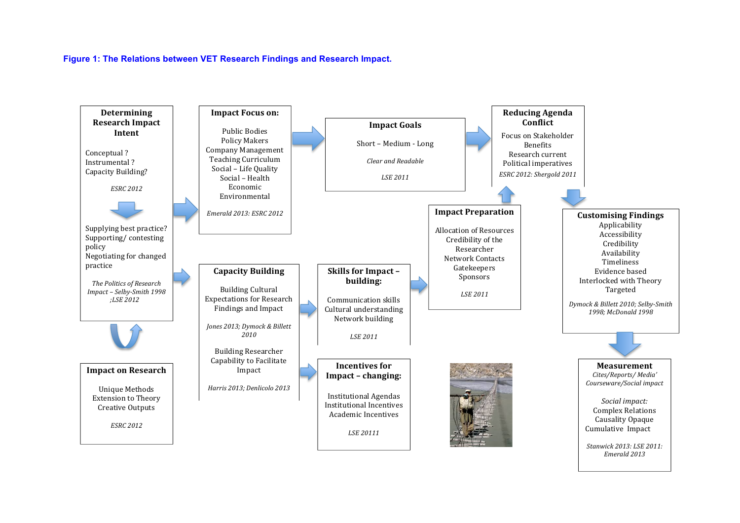**Figure 1: The Relations between VET Research Findings and Research Impact.**

### Determining Research Impact Intent

Conceptual ?
Instrumental ?
Capacity Building?

*ESRC 2012*

Supplying best practice?
Supporting/ contesting policy
Negotiating for changed practice

*The Politics of Research Impact – Selby-Smith 1998 ;LSE 2012*

### Impact on Research

Unique Methods
Extension to Theory
Creative Outputs

*ESRC 2012*

### Impact Focus on:

Public Bodies
Policy Makers
Company Management
Teaching Curriculum
Social – Life Quality
Social – Health
Economic
Environmental

*Emerald 2013: ESRC 2012*

### Impact Goals

Short – Medium - Long

*Clear and Readable*

*LSE 2011*

### Reducing Agenda Conflict

Focus on Stakeholder Benefits
Research current
Political imperatives

*ESRC 2012: Shergold 2011*

### Capacity Building

Building Cultural Expectations for Research Findings and Impact

*Jones 2013; Dymock & Billett 2010*

Building Researcher Capability to Facilitate Impact

*Harris 2013; Denlicolo 2013*

### Skills for Impact – building:

Communication skills
Cultural understanding
Network building

*LSE 2011*

### Incentives for Impact – changing:

Institutional Agendas
Institutional Incentives
Academic Incentives

*LSE 20111*

### Impact Preparation

Allocation of Resources
Credibility of the Researcher
Network Contacts
Gatekeepers
Sponsors

*LSE 2011*

### Customising Findings

Applicability
Accessibility
Credibility
Availability
Timeliness
Evidence based
Interlocked with Theory
Targeted

*Dymock & Billett 2010; Selby-Smith 1998; McDonald 1998*

### Measurement

*Cites/Reports/ Media' Courseware/Social impact*

*Social impact:*
Complex Relations
Causality Opaque
Cumulative Impact

*Stanwick 2013: LSE 2011: Emerald 2013*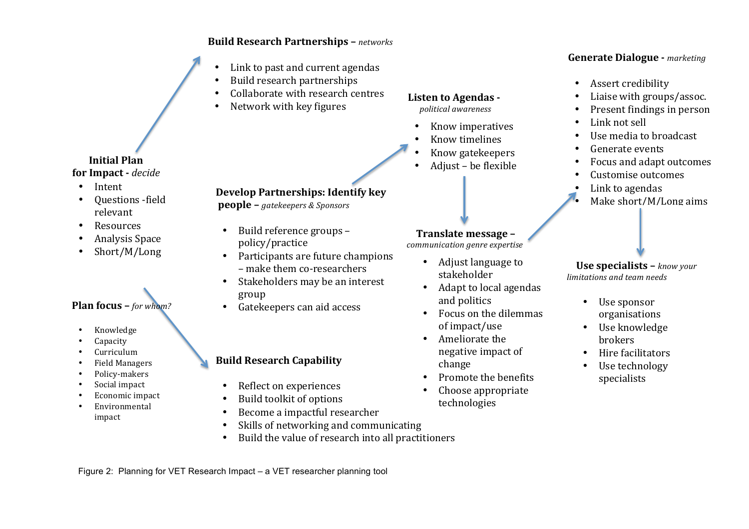**Initial Plan for Impact -** *decide*

- Intent
- Questions -field relevant
- Resources
- Analysis Space
- Short/M/Long

**Plan focus –** *for whom?*

- Knowledge
- Capacity
- Curriculum
- Field Managers
- Policy-makers
- Social impact
- Economic impact
- Environmental impact

**Build Research Partnerships –** *networks*

- Link to past and current agendas
- Build research partnerships
- Collaborate with research centres
- Network with key figures

**Develop Partnerships: Identify key people –** *gatekeepers & Sponsors*

- Build reference groups – policy/practice
- Participants are future champions – make them co-researchers
- Stakeholders may be an interest group
- Gatekeepers can aid access

**Build Research Capability**

- Reflect on experiences
- Build toolkit of options
- Become a impactful researcher
- Skills of networking and communicating
- Build the value of research into all practitioners

**Listen to Agendas -** *political awareness*

- Know imperatives
- Know timelines
- Know gatekeepers
- Adjust – be flexible

**Translate message –** *communication genre expertise*

- Adjust language to stakeholder
- Adapt to local agendas and politics
- Focus on the dilemmas of impact/use
- Ameliorate the negative impact of change
- Promote the benefits
- Choose appropriate technologies

**Generate Dialogue -** *marketing*

- Assert credibility
- Liaise with groups/assoc.
- Present findings in person
- Link not sell
- Use media to broadcast
- Generate events
- Focus and adapt outcomes
- Customise outcomes
- Link to agendas
- Make short/M/Long aims

**Use specialists –** *know your limitations and team needs*

- Use sponsor organisations
- Use knowledge brokers
- Hire facilitators
- Use technology specialists

Figure 2: Planning for VET Research Impact – a VET researcher planning tool